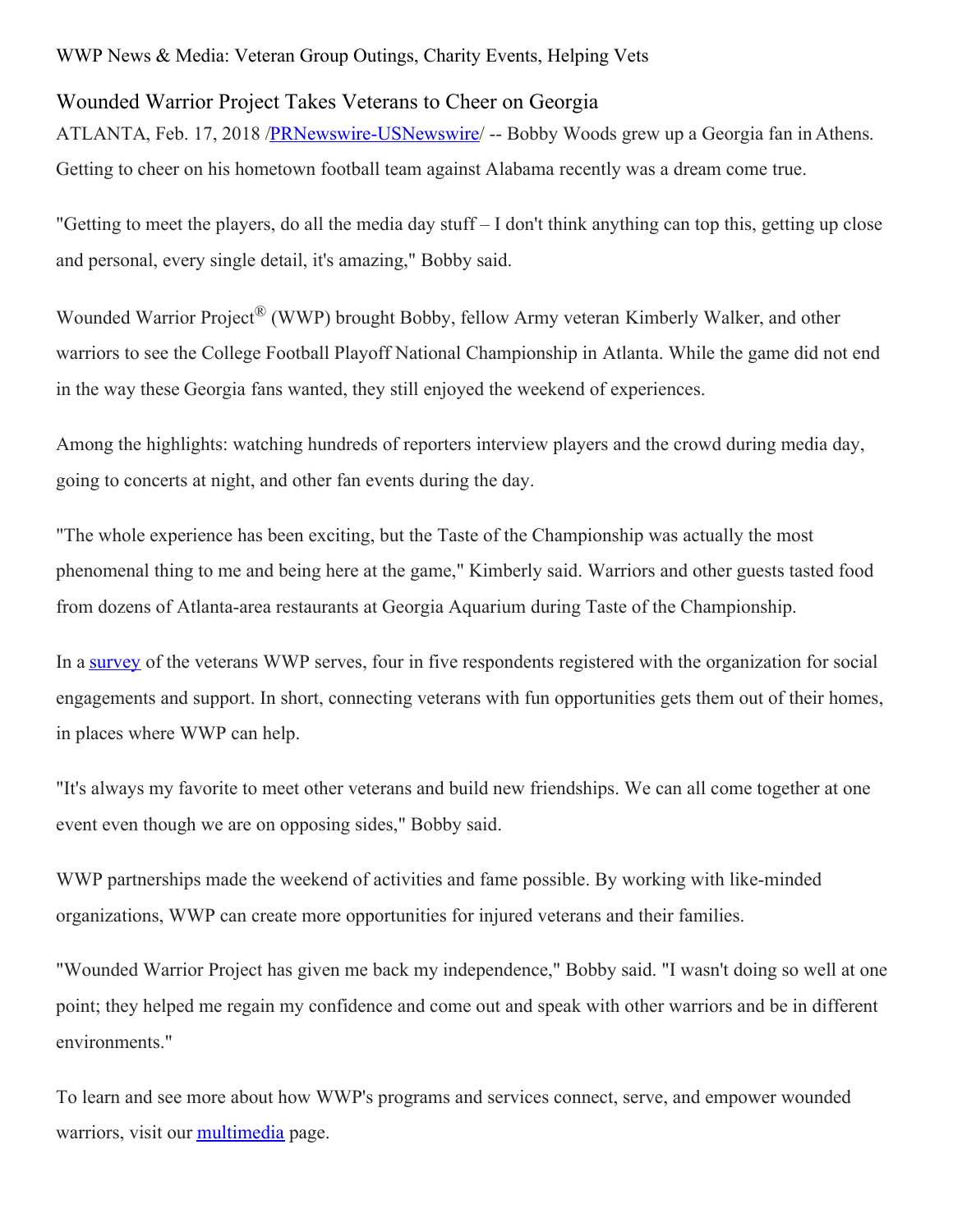WWP News & Media: Veteran Group Outings, Charity Events, Helping Vets

# Wounded Warrior Project Takes Veterans to Cheer on Georgia

ATLANTA, Feb. 17, 2018 /PRNewswire-USNewswire/ -- Bobby Woods grew up a Georgia fan in Athens. Getting to cheer on his hometown football team against Alabama recently was a dream come true.

"Getting to meet the players, do all the media day stuff – I don't think anything can top this, getting up close and personal, every single detail, it's amazing," Bobby said.

Wounded Warrior Project® (WWP) brought Bobby, fellow Army veteran Kimberly Walker, and other warriors to see the College Football Playoff National Championship in Atlanta. While the game did not end in the way these Georgia fans wanted, they still enjoyed the weekend of experiences.

Among the highlights: watching hundreds of reporters interview players and the crowd during media day, going to concerts at night, and other fan events during the day.

"The whole experience has been exciting, but the Taste of the Championship was actually the most phenomenal thing to me and being here at the game," Kimberly said. Warriors and other guests tasted food from dozens of Atlanta-area restaurants at Georgia Aquarium during Taste of the Championship.

In a survey of the veterans WWP serves, four in five respondents registered with the organization for social engagements and support. In short, connecting veterans with fun opportunities gets them out of their homes, in places where WWP can help.

"It's always my favorite to meet other veterans and build new friendships. We can all come together at one event even though we are on opposing sides," Bobby said.

WWP partnerships made the weekend of activities and fame possible. By working with like-minded organizations, WWP can create more opportunities for injured veterans and their families.

"Wounded Warrior Project has given me back my independence," Bobby said. "I wasn't doing so well at one point; they helped me regain my confidence and come out and speak with other warriors and be in different environments."

To learn and see more about how WWP's programs and services connect, serve, and empower wounded warriors, visit our multimedia page.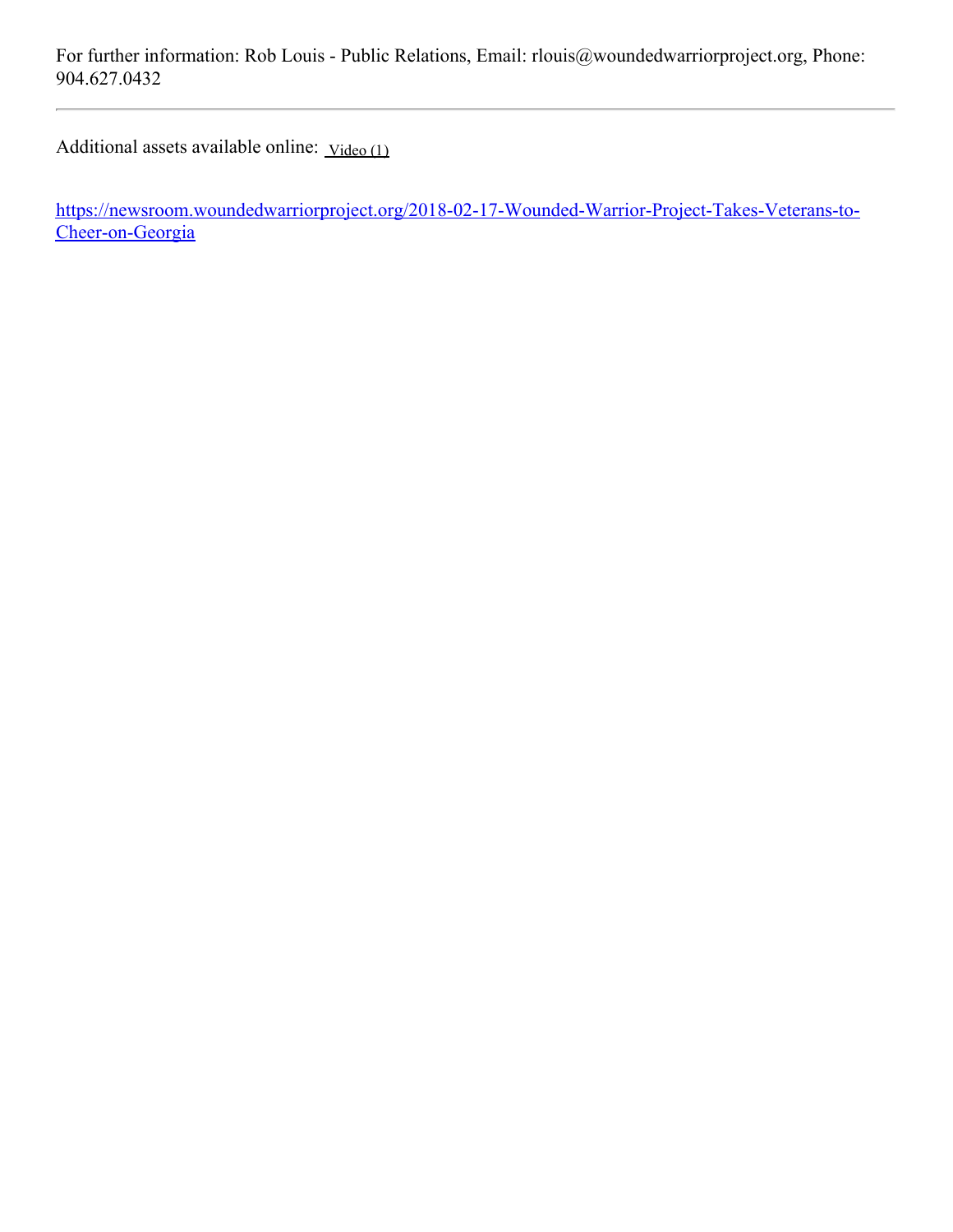For further information: Rob Louis - Public Relations, Email: rlouis@woundedwarriorproject.org, Phone: 904.627.0432

---

Additional assets available online: [Video (1)]

[https://newsroom.woundedwarriorproject.org/2018-02-17-Wounded-Warrior-Project-Takes-Veterans-to-Cheer-on-Georgia](https://newsroom.woundedwarriorproject.org/2018-02-17-Wounded-Warrior-Project-Takes-Veterans-to-Cheer-on-Georgia)